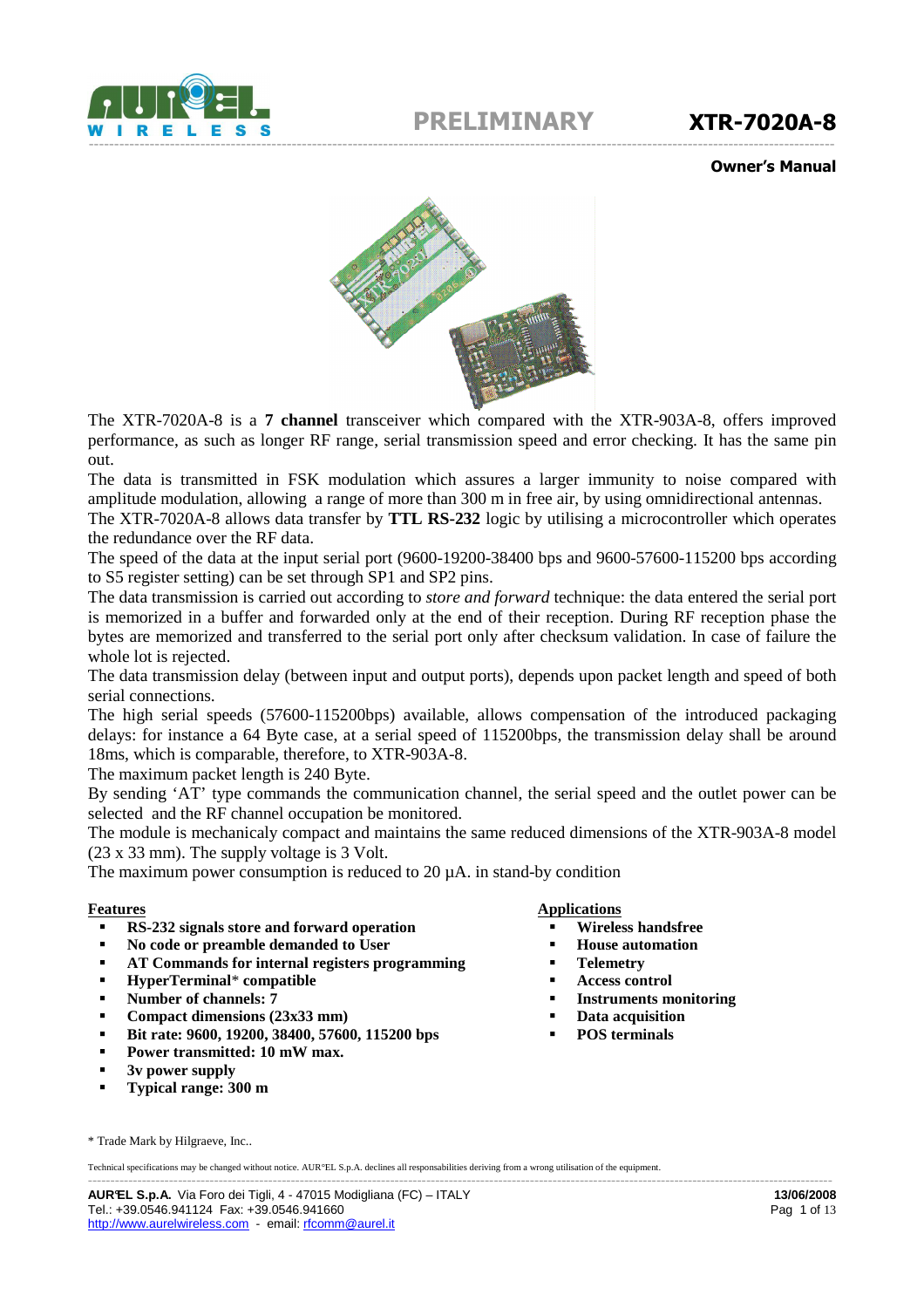# XTR-7020A-8

PRELIMINARY

**Owner's Manual**

The XTR-7020A-8 is a **7 channel** transceiver which compared with the XTR-903A-8, offers improved performance, as such as longer RF range, serial transmission speed and error checking. It has the same pin out.

The data is transmitted in FSK modulation which assures a larger immunity to noise compared with amplitude modulation, allowing a range of more than 300 m in free air, by using omnidirectional antennas.

The XTR-7020A-8 allows data transfer by **TTL RS-232** logic by utilising a microcontroller which operates the redundance over the RF data.

The speed of the data at the input serial port (9600-19200-38400 bps and 9600-57600-115200 bps according to S5 register setting) can be set through SP1 and SP2 pins.

The data transmission is carried out according to *store and forward* technique: the data entered the serial port is memorized in a buffer and forwarded only at the end of their reception. During RF reception phase the bytes are memorized and transferred to the serial port only after checksum validation. In case of failure the whole lot is rejected.

The data transmission delay (between input and output ports), depends upon packet length and speed of both serial connections.

The high serial speeds (57600-115200bps) available, allows compensation of the introduced packaging delays: for instance a 64 Byte case, at a serial speed of 115200bps, the transmission delay shall be around 18ms, which is comparable, therefore, to XTR-903A-8.

The maximum packet length is 240 Byte.

By sending 'AT' type commands the communication channel, the serial speed and the outlet power can be selected and the RF channel occupation be monitored.

The module is mechanicaly compact and maintains the same reduced dimensions of the XTR-903A-8 model (23 x 33 mm). The supply voltage is 3 Volt.

The maximum power consumption is reduced to 20 µA. in stand-by condition

**Features**

- **RS-232 signals store and forward operation**
- **No code or preamble demanded to User**
- **AT Commands for internal registers programming**
- **HyperTerminal* compatible**
- **Number of channels: 7**
- **Compact dimensions (23x33 mm)**
- **Bit rate: 9600, 19200, 38400, 57600, 115200 bps**
- **Power transmitted: 10 mW max.**
- **3v power supply**
- **Typical range: 300 m**

**Applications**

- **Wireless handsfree**
- **House automation**
- **Telemetry**
- **Access control**
- **Instruments monitoring**
- **Data acquisition**
- **POS terminals**

* Trade Mark by Hilgraeve, Inc..

Technical specifications may be changed without notice. AUR°EL S.p.A. declines all responsabilities deriving from a wrong utilisation of the equipment.

**AUR°EL S.p.A.** Via Foro dei Tigli, 4 - 47015 Modigliana (FC) – ITALY
Tel.: +39.0546.941124 Fax: +39.0546.941660
http://www.aurelwireless.com - email: rfcomm@aurel.it

**13/06/2008**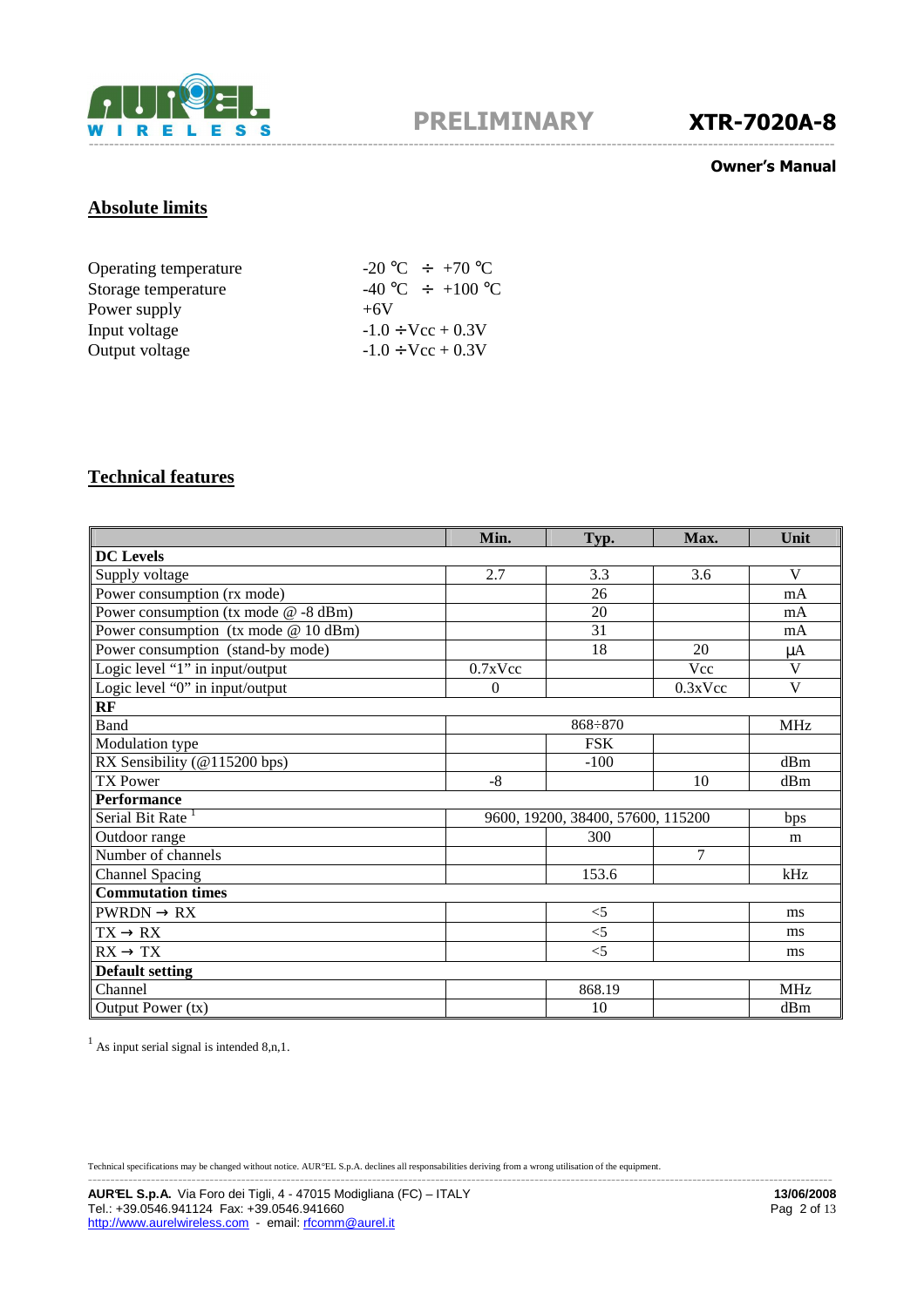## Absolute limits

| | |
|---|---|
| Operating temperature | -20 °C ÷ +70 °C |
| Storage temperature | -40 °C ÷ +100 °C |
| Power supply | +6V |
| Input voltage | -1.0 ÷Vcc + 0.3V |
| Output voltage | -1.0 ÷Vcc + 0.3V |

## Technical features

| | Min. | Typ. | Max. | Unit |
|---|---|---|---|---|
| **DC Levels** | | | | |
| Supply voltage | 2.7 | 3.3 | 3.6 | V |
| Power consumption (rx mode) | | 26 | | mA |
| Power consumption (tx mode @ -8 dBm) | | 20 | | mA |
| Power consumption (tx mode @ 10 dBm) | | 31 | | mA |
| Power consumption (stand-by mode) | | 18 | 20 | µA |
| Logic level "1" in input/output | 0.7xVcc | | Vcc | V |
| Logic level "0" in input/output | 0 | | 0.3xVcc | V |
| **RF** | | | | |
| Band | | 868÷870 | | MHz |
| Modulation type | | FSK | | |
| RX Sensibility (@115200 bps) | | -100 | | dBm |
| TX Power | -8 | | 10 | dBm |
| **Performance** | | | | |
| Serial Bit Rate [1] | | 9600, 19200, 38400, 57600, 115200 | | bps |
| Outdoor range | | 300 | | m |
| Number of channels | | | 7 | |
| Channel Spacing | | 153.6 | | kHz |
| **Commutation times** | | | | |
| PWRDN → RX | | <5 | | ms |
| TX → RX | | <5 | | ms |
| RX → TX | | <5 | | ms |
| **Default setting** | | | | |
| Channel | | 868.19 | | MHz |
| Output Power (tx) | | 10 | | dBm |

[1] As input serial signal is intended 8,n,1.

Technical specifications may be changed without notice. AUR°EL S.p.A. declines all responsabilities deriving from a wrong utilisation of the equipment.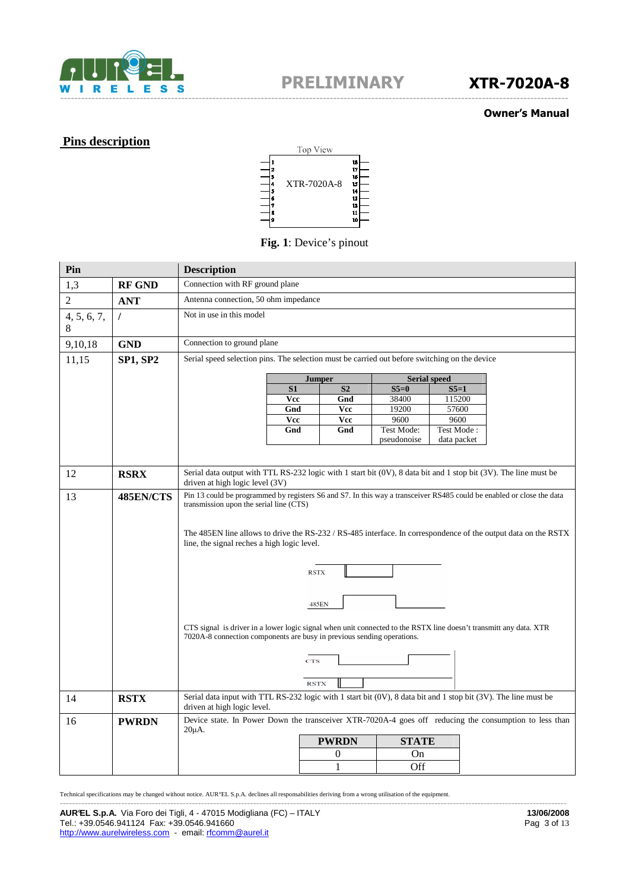## Pins description

Top View

XTR-7020A-8

**Fig. 1**: Device's pinout

| Pin | | Description |
|---|---|---|
| 1,3 | **RF GND** | Connection with RF ground plane |
| 2 | **ANT** | Antenna connection, 50 ohm impedance |
| 4, 5, 6, 7, 8 | / | Not in use in this model |
| 9,10,18 | **GND** | Connection to ground plane |
| 11,15 | **SP1, SP2** | Serial speed selection pins. The selection must be carried out before switching on the device |
| 12 | **RSRX** | Serial data output with TTL RS-232 logic with 1 start bit (0V), 8 data bit and 1 stop bit (3V). The line must be driven at high logic level (3V) |
| 13 | **485EN/CTS** | Pin 13 could be programmed by registers S6 and S7. In this way a transceiver RS485 could be enabled or close the data transmission upon the serial line (CTS)<br><br>The 485EN line allows to drive the RS-232 / RS-485 interface. In correspondence of the output data on the RSTX line, the signal reches a high logic level.<br><br>RSTX<br>485EN<br><br>CTS signal is driver in a lower logic signal when unit connected to the RSTX line doesn't transmitt any data. XTR 7020A-8 connection components are busy in previous sending operations.<br><br>CTS<br>RSTX |
| 14 | **RSTX** | Serial data input with TTL RS-232 logic with 1 start bit (0V), 8 data bit and 1 stop bit (3V). The line must be driven at high logic level. |
| 16 | **PWRDN** | Device state. In Power Down the transceiver XTR-7020A-4 goes off reducing the consumption to less than 20µA. |

Serial speed selection (pins 11, 15):

| Jumper | | Serial speed | |
|---|---|---|---|
| **S1** | **S2** | **S5=0** | **S5=1** |
| **Vcc** | **Gnd** | 38400 | 115200 |
| **Gnd** | **Vcc** | 19200 | 57600 |
| **Vcc** | **Vcc** | 9600 | 9600 |
| **Gnd** | **Gnd** | Test Mode: pseudonoise | Test Mode : data packet |

Device state (pin 16):

| PWRDN | STATE |
|---|---|
| 0 | On |
| 1 | Off |

Technical specifications may be changed without notice. AUR°EL S.p.A. declines all responsabilities deriving from a wrong utilisation of the equipment.

**AUR°EL S.p.A.** Via Foro dei Tigli, 4 - 47015 Modigliana (FC) – ITALY
Tel.: +39.0546.941124 Fax: +39.0546.941660
http://www.aurelwireless.com - email: rfcomm@aurel.it

**13/06/2008**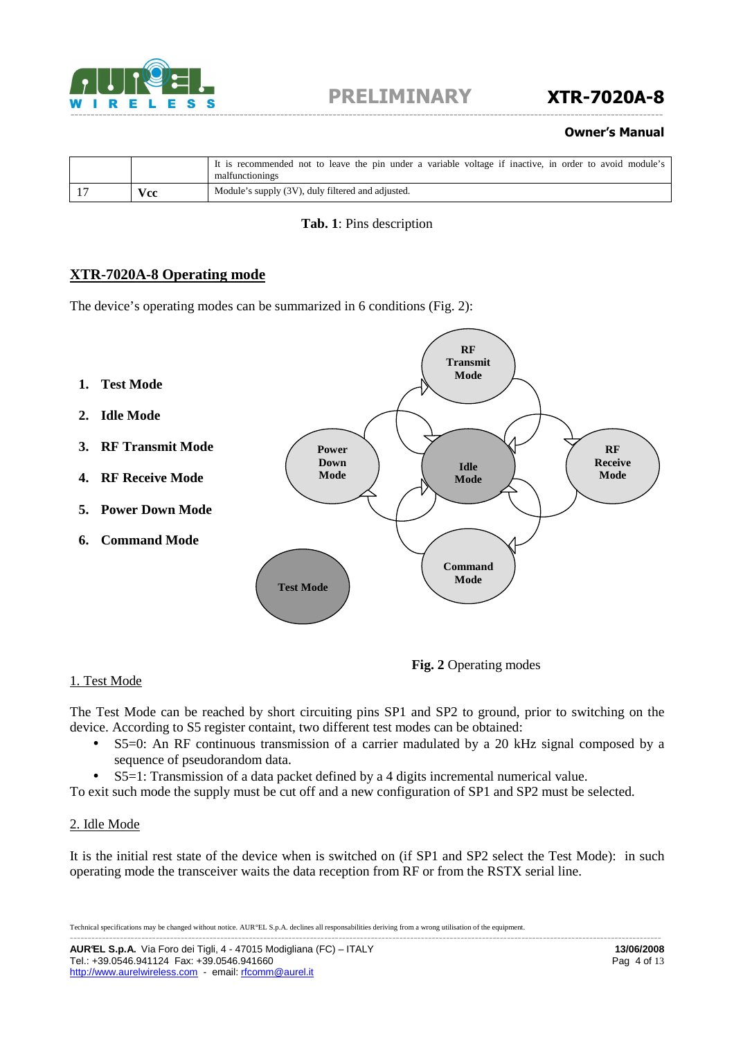|  |  | It is recommended not to leave the pin under a variable voltage if inactive, in order to avoid module's malfunctionings |
|---|---|---|
| 17 | **Vcc** | Module's supply (3V), duly filtered and adjusted. |

**Tab. 1**: Pins description

## XTR-7020A-8 Operating mode

The device's operating modes can be summarized in 6 conditions (Fig. 2):

1. **Test Mode**
2. **Idle Mode**
3. **RF Transmit Mode**
4. **RF Receive Mode**
5. **Power Down Mode**
6. **Command Mode**

**Fig. 2** Operating modes

### 1. Test Mode

The Test Mode can be reached by short circuiting pins SP1 and SP2 to ground, prior to switching on the device. According to S5 register containt, two different test modes can be obtained:

- S5=0: An RF continuous transmission of a carrier madulated by a 20 kHz signal composed by a sequence of pseudorandom data.
- S5=1: Transmission of a data packet defined by a 4 digits incremental numerical value.

To exit such mode the supply must be cut off and a new configuration of SP1 and SP2 must be selected.

### 2. Idle Mode

It is the initial rest state of the device when is switched on (if SP1 and SP2 select the Test Mode): in such operating mode the transceiver waits the data reception from RF or from the RSTX serial line.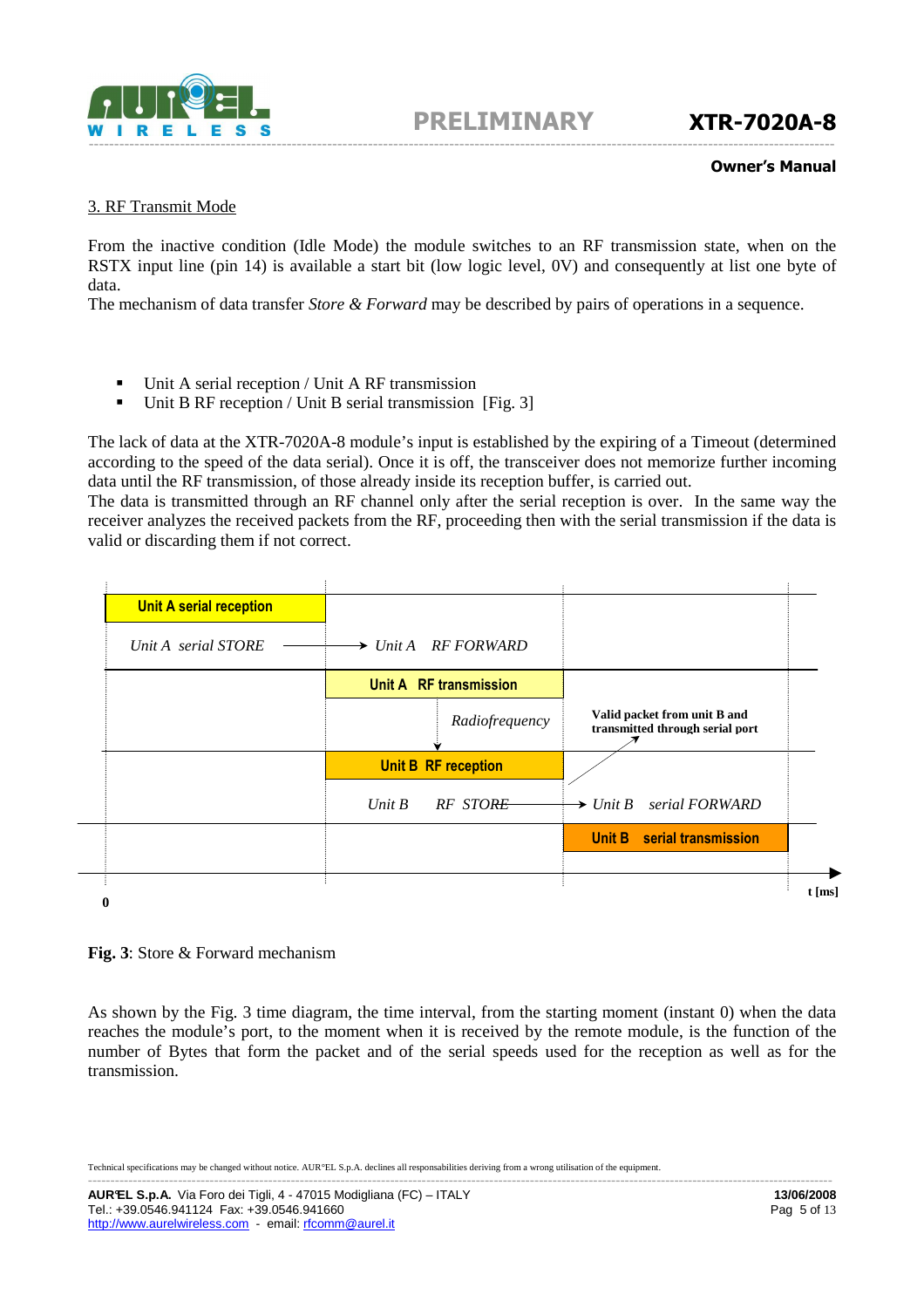## 3. RF Transmit Mode

From the inactive condition (Idle Mode) the module switches to an RF transmission state, when on the RSTX input line (pin 14) is available a start bit (low logic level, 0V) and consequently at list one byte of data.
The mechanism of data transfer *Store & Forward* may be described by pairs of operations in a sequence.

- Unit A serial reception / Unit A RF transmission
- Unit B RF reception / Unit B serial transmission [Fig. 3]

The lack of data at the XTR-7020A-8 module's input is established by the expiring of a Timeout (determined according to the speed of the data serial). Once it is off, the transceiver does not memorize further incoming data until the RF transmission, of those already inside its reception buffer, is carried out.
The data is transmitted through an RF channel only after the serial reception is over. In the same way the receiver analyzes the received packets from the RF, proceeding then with the serial transmission if the data is valid or discarding them if not correct.

**Unit A serial reception**

*Unit A serial STORE* → *Unit A RF FORWARD*

**Unit A RF transmission**

*Radiofrequency*

**Valid packet from unit B and transmitted through serial port**

**Unit B RF reception**

*Unit B RF STORE* → *Unit B serial FORWARD*

**Unit B serial transmission**

0 — t [ms]

**Fig. 3**: Store & Forward mechanism

As shown by the Fig. 3 time diagram, the time interval, from the starting moment (instant 0) when the data reaches the module's port, to the moment when it is received by the remote module, is the function of the number of Bytes that form the packet and of the serial speeds used for the reception as well as for the transmission.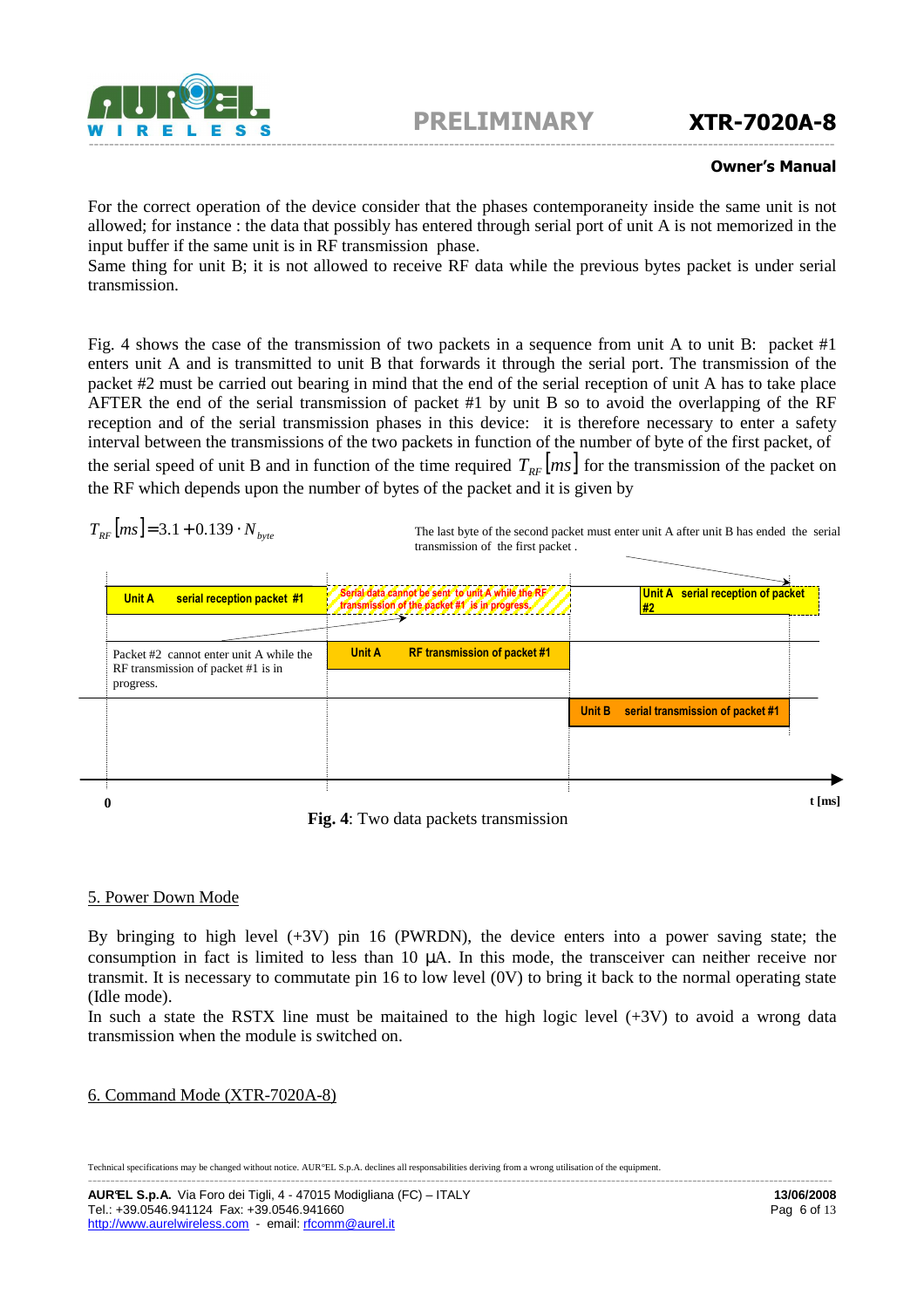For the correct operation of the device consider that the phases contemporaneity inside the same unit is not allowed; for instance : the data that possibly has entered through serial port of unit A is not memorized in the input buffer if the same unit is in RF transmission phase.
Same thing for unit B; it is not allowed to receive RF data while the previous bytes packet is under serial transmission.

Fig. 4 shows the case of the transmission of two packets in a sequence from unit A to unit B: packet #1 enters unit A and is transmitted to unit B that forwards it through the serial port. The transmission of the packet #2 must be carried out bearing in mind that the end of the serial reception of unit A has to take place AFTER the end of the serial transmission of packet #1 by unit B so to avoid the overlapping of the RF reception and of the serial transmission phases in this device: it is therefore necessary to enter a safety interval between the transmissions of the two packets in function of the number of byte of the first packet, of the serial speed of unit B and in function of the time required $T_{RF}[ms]$ for the transmission of the packet on the RF which depends upon the number of bytes of the packet and it is given by

$$T_{RF}[ms] = 3.1 + 0.139 \cdot N_{byte}$$

The last byte of the second packet must enter unit A after unit B has ended the serial transmission of the first packet .

Unit A serial reception packet #1

Serial data cannot be sent to unit A while the RF transmission of the packet #1 is in progress.

Unit A serial reception of packet #2

Packet #2 cannot enter unit A while the RF transmission of packet #1 is in progress.

Unit A RF transmission of packet #1

Unit B serial transmission of packet #1

0

t [ms]

**Fig. 4**: Two data packets transmission

## 5. Power Down Mode

By bringing to high level (+3V) pin 16 (PWRDN), the device enters into a power saving state; the consumption in fact is limited to less than 10 µA. In this mode, the transceiver can neither receive nor transmit. It is necessary to commutate pin 16 to low level (0V) to bring it back to the normal operating state (Idle mode).
In such a state the RSTX line must be maitained to the high logic level (+3V) to avoid a wrong data transmission when the module is switched on.

## 6. Command Mode (XTR-7020A-8)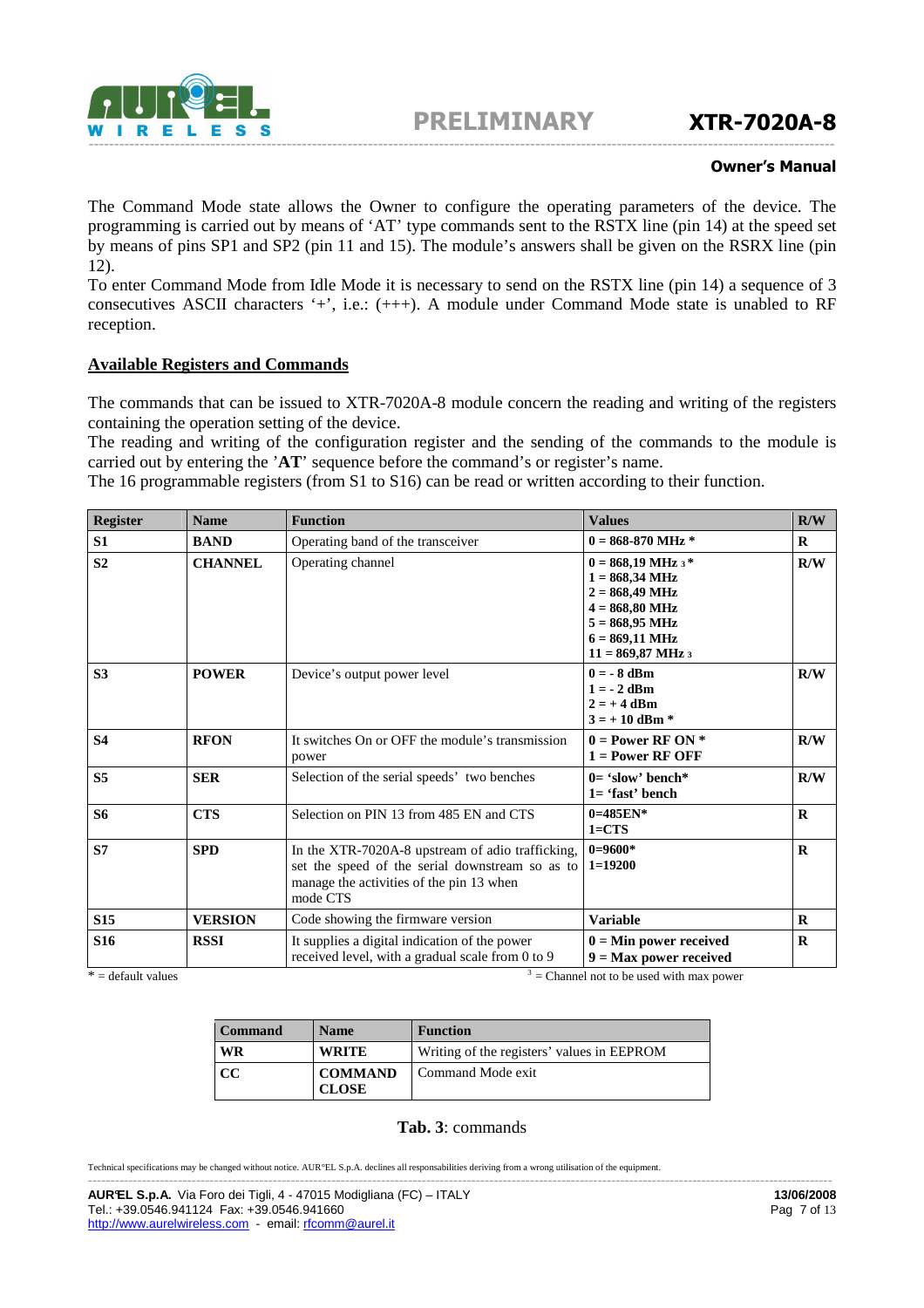The Command Mode state allows the Owner to configure the operating parameters of the device. The programming is carried out by means of ‘AT’ type commands sent to the RSTX line (pin 14) at the speed set by means of pins SP1 and SP2 (pin 11 and 15). The module’s answers shall be given on the RSRX line (pin 12).
To enter Command Mode from Idle Mode it is necessary to send on the RSTX line (pin 14) a sequence of 3 consecutives ASCII characters ‘+’, i.e.: (+++). A module under Command Mode state is unabled to RF reception.

## Available Registers and Commands

The commands that can be issued to XTR-7020A-8 module concern the reading and writing of the registers containing the operation setting of the device.
The reading and writing of the configuration register and the sending of the commands to the module is carried out by entering the ’**AT**’ sequence before the command’s or register’s name.
The 16 programmable registers (from S1 to S16) can be read or written according to their function.

| Register | Name | Function | Values | R/W |
|---|---|---|---|---|
| **S1** | **BAND** | Operating band of the transceiver | **0 = 868-870 MHz** * | **R** |
| **S2** | **CHANNEL** | Operating channel | **0 = 868,19 MHz** [3] *<br>**1 = 868,34 MHz**<br>**2 = 868,49 MHz**<br>**4 = 868,80 MHz**<br>**5 = 868,95 MHz**<br>**6 = 869,11 MHz**<br>**11 = 869,87 MHz** [3] | **R/W** |
| **S3** | **POWER** | Device’s output power level | **0 = - 8 dBm**<br>**1 = - 2 dBm**<br>**2 = + 4 dBm**<br>**3 = + 10 dBm** * | **R/W** |
| **S4** | **RFON** | It switches On or OFF the module’s transmission power | **0 = Power RF ON** *<br>**1 = Power RF OFF** | **R/W** |
| **S5** | **SER** | Selection of the serial speeds’ two benches | **0= ‘slow’ bench***<br>**1= ‘fast’ bench** | **R/W** |
| **S6** | **CTS** | Selection on PIN 13 from 485 EN and CTS | **0=485EN***<br>**1=CTS** | **R** |
| **S7** | **SPD** | In the XTR-7020A-8 upstream of adio trafficking, set the speed of the serial downstream so as to manage the activities of the pin 13 when mode CTS | **0=9600***<br>**1=19200** | **R** |
| **S15** | **VERSION** | Code showing the firmware version | **Variable** | **R** |
| **S16** | **RSSI** | It supplies a digital indication of the power received level, with a gradual scale from 0 to 9 | **0 = Min power received**<br>**9 = Max power received** | **R** |

* = default values [3] = Channel not to be used with max power

| Command | Name | Function |
|---|---|---|
| **WR** | **WRITE** | Writing of the registers’ values in EEPROM |
| **CC** | **COMMAND CLOSE** | Command Mode exit |

**Tab. 3**: commands

Technical specifications may be changed without notice. AUR°EL S.p.A. declines all responsabilities deriving from a wrong utilisation of the equipment.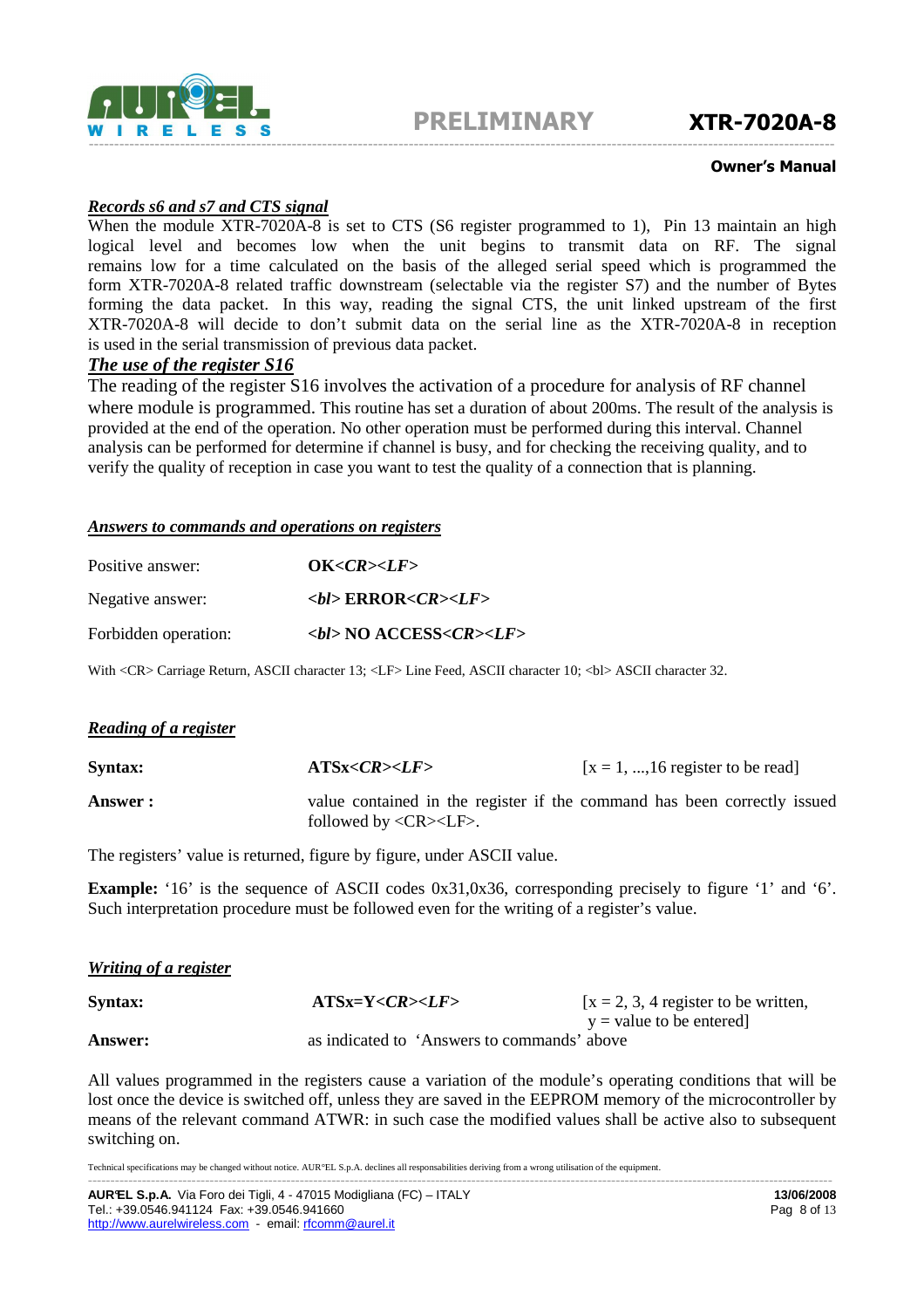***Records s6 and s7 and CTS signal***

When the module XTR-7020A-8 is set to CTS (S6 register programmed to 1), Pin 13 maintain an high logical level and becomes low when the unit begins to transmit data on RF. The signal remains low for a time calculated on the basis of the alleged serial speed which is programmed the form XTR-7020A-8 related traffic downstream (selectable via the register S7) and the number of Bytes forming the data packet. In this way, reading the signal CTS, the unit linked upstream of the first XTR-7020A-8 will decide to don't submit data on the serial line as the XTR-7020A-8 in reception is used in the serial transmission of previous data packet.

***The use of the register S16***

The reading of the register S16 involves the activation of a procedure for analysis of RF channel where module is programmed. This routine has set a duration of about 200ms. The result of the analysis is provided at the end of the operation. No other operation must be performed during this interval. Channel analysis can be performed for determine if channel is busy, and for checking the receiving quality, and to verify the quality of reception in case you want to test the quality of a connection that is planning.

***Answers to commands and operations on registers***

| | |
|---|---|
| Positive answer: | **OK*<CR><LF>*** |
| Negative answer: | ***<bl>* ERROR*<CR><LF>*** |
| Forbidden operation: | ***<bl>* NO ACCESS*<CR><LF>*** |

With <CR> Carriage Return, ASCII character 13; <LF> Line Feed, ASCII character 10; <bl> ASCII character 32.

***Reading of a register***

**Syntax:** **ATSx*<CR><LF>*** [x = 1, ...,16 register to be read]

**Answer :** value contained in the register if the command has been correctly issued followed by <CR><LF>.

The registers' value is returned, figure by figure, under ASCII value.

**Example:** '16' is the sequence of ASCII codes 0x31,0x36, corresponding precisely to figure '1' and '6'. Such interpretation procedure must be followed even for the writing of a register's value.

***Writing of a register***

**Syntax:** **ATSx=Y*<CR><LF>*** [x = 2, 3, 4 register to be written, y = value to be entered]

**Answer:** as indicated to 'Answers to commands' above

All values programmed in the registers cause a variation of the module's operating conditions that will be lost once the device is switched off, unless they are saved in the EEPROM memory of the microcontroller by means of the relevant command ATWR: in such case the modified values shall be active also to subsequent switching on.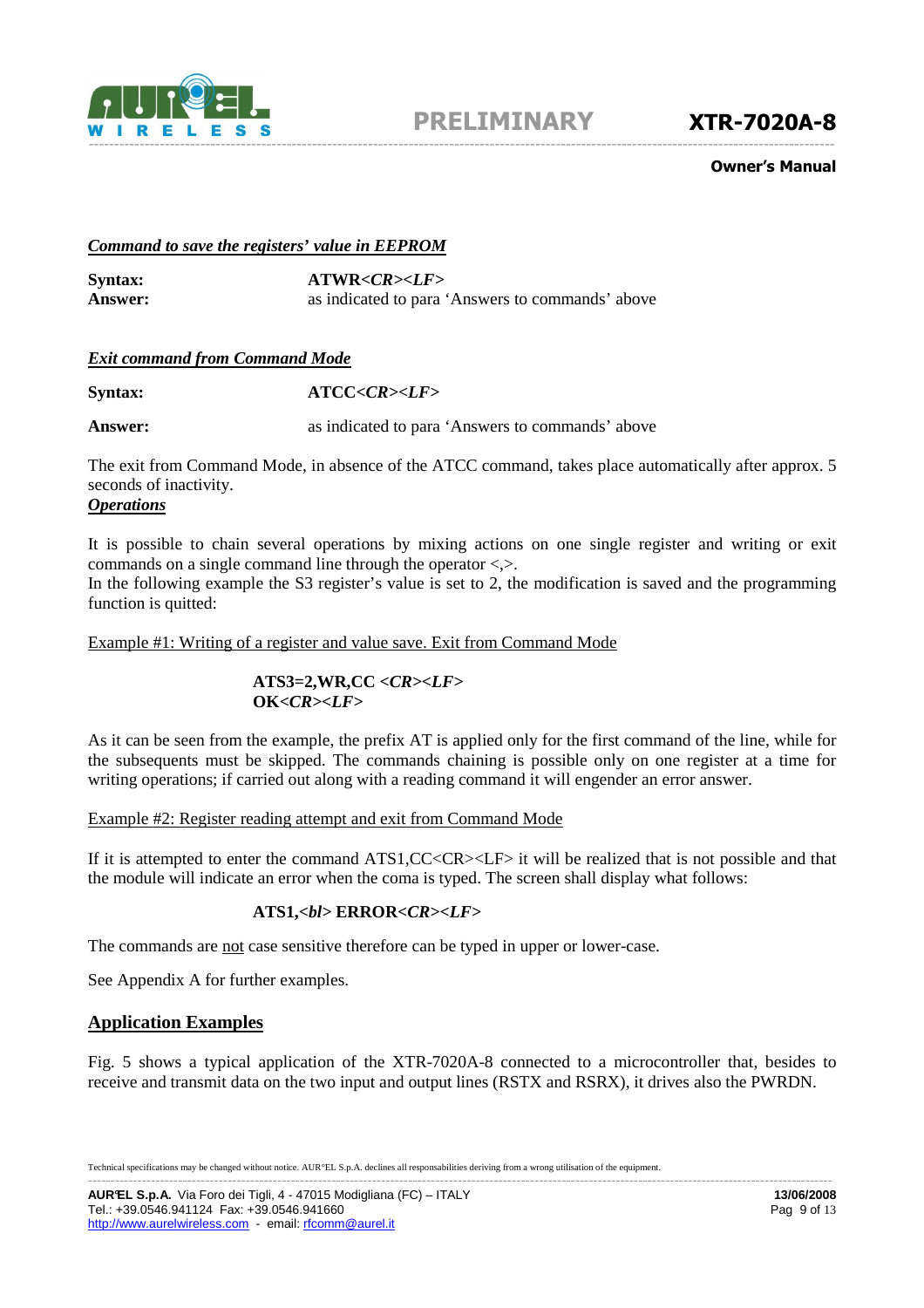***Command to save the registers' value in EEPROM***

**Syntax:** **ATWR*<CR><LF>***
**Answer:** as indicated to para 'Answers to commands' above

***Exit command from Command Mode***

**Syntax:** **ATCC*<CR><LF>***

**Answer:** as indicated to para 'Answers to commands' above

The exit from Command Mode, in absence of the ATCC command, takes place automatically after approx. 5 seconds of inactivity.

***Operations***

It is possible to chain several operations by mixing actions on one single register and writing or exit commands on a single command line through the operator <,>.
In the following example the S3 register's value is set to 2, the modification is saved and the programming function is quitted:

Example #1: Writing of a register and value save. Exit from Command Mode

**ATS3=2,WR,CC *<CR><LF>***
**OK*<CR><LF>***

As it can be seen from the example, the prefix AT is applied only for the first command of the line, while for the subsequents must be skipped. The commands chaining is possible only on one register at a time for writing operations; if carried out along with a reading command it will engender an error answer.

Example #2: Register reading attempt and exit from Command Mode

If it is attempted to enter the command ATS1,CC<CR><LF> it will be realized that is not possible and that the module will indicate an error when the coma is typed. The screen shall display what follows:

**ATS1,*<bl>* ERROR*<CR><LF>***

The commands are not case sensitive therefore can be typed in upper or lower-case.

See Appendix A for further examples.

## Application Examples

Fig. 5 shows a typical application of the XTR-7020A-8 connected to a microcontroller that, besides to receive and transmit data on the two input and output lines (RSTX and RSRX), it drives also the PWRDN.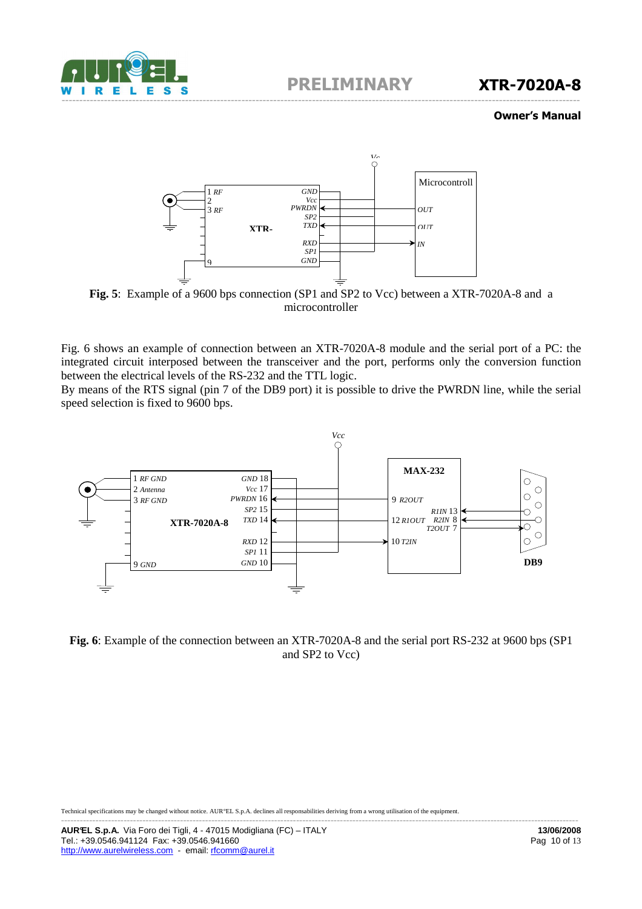**Fig. 5**: Example of a 9600 bps connection (SP1 and SP2 to Vcc) between a XTR-7020A-8 and a microcontroller

Fig. 6 shows an example of connection between an XTR-7020A-8 module and the serial port of a PC: the integrated circuit interposed between the transceiver and the port, performs only the conversion function between the electrical levels of the RS-232 and the TTL logic.
By means of the RTS signal (pin 7 of the DB9 port) it is possible to drive the PWRDN line, while the serial speed selection is fixed to 9600 bps.

**Fig. 6**: Example of the connection between an XTR-7020A-8 and the serial port RS-232 at 9600 bps (SP1 and SP2 to Vcc)

Technical specifications may be changed without notice. AUR°EL S.p.A. declines all responsabilities deriving from a wrong utilisation of the equipment.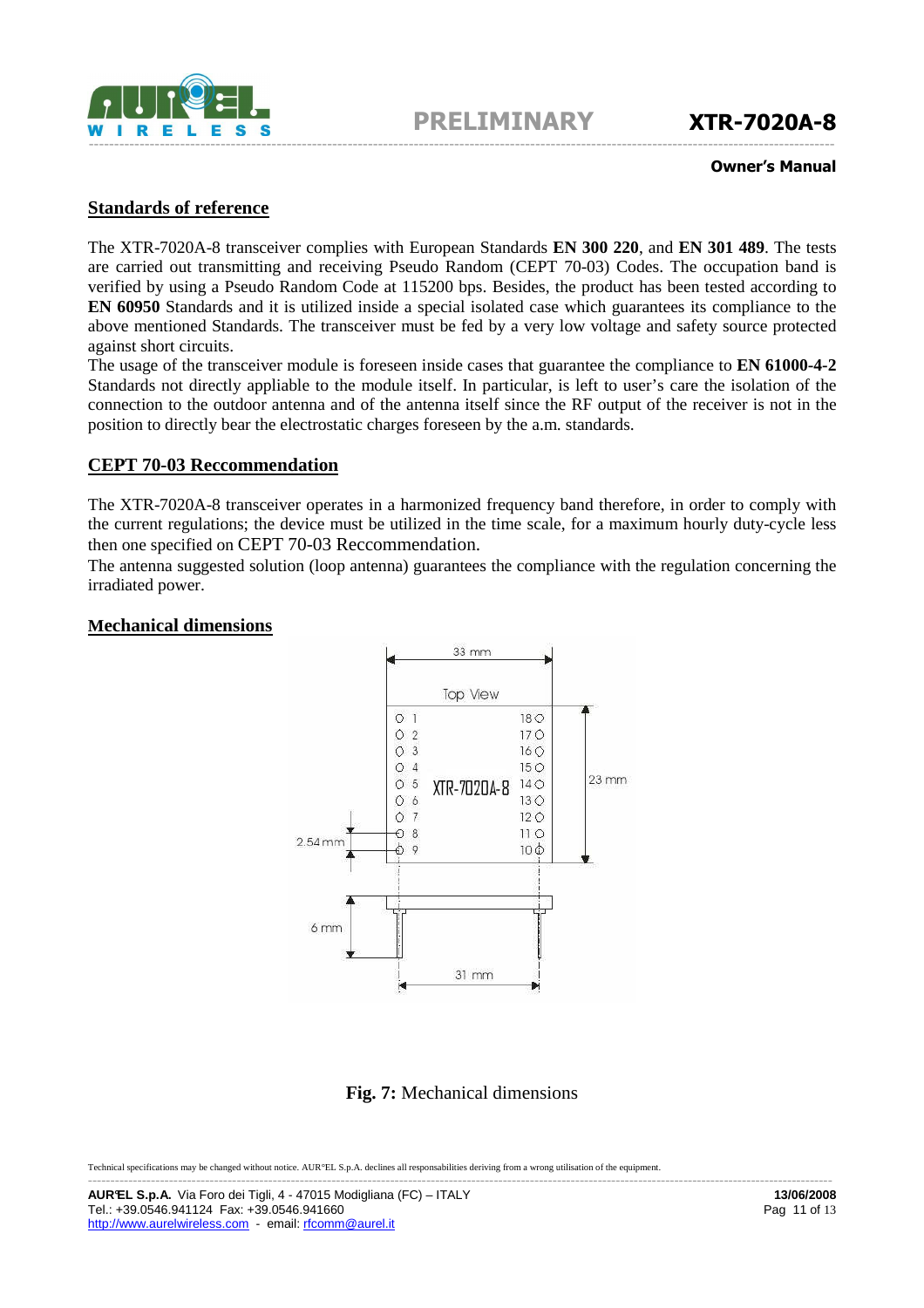## Standards of reference

The XTR-7020A-8 transceiver complies with European Standards **EN 300 220**, and **EN 301 489**. The tests are carried out transmitting and receiving Pseudo Random (CEPT 70-03) Codes. The occupation band is verified by using a Pseudo Random Code at 115200 bps. Besides, the product has been tested according to **EN 60950** Standards and it is utilized inside a special isolated case which guarantees its compliance to the above mentioned Standards. The transceiver must be fed by a very low voltage and safety source protected against short circuits.
The usage of the transceiver module is foreseen inside cases that guarantee the compliance to **EN 61000-4-2** Standards not directly appliable to the module itself. In particular, is left to user's care the isolation of the connection to the outdoor antenna and of the antenna itself since the RF output of the receiver is not in the position to directly bear the electrostatic charges foreseen by the a.m. standards.

## CEPT 70-03 Reccommendation

The XTR-7020A-8 transceiver operates in a harmonized frequency band therefore, in order to comply with the current regulations; the device must be utilized in the time scale, for a maximum hourly duty-cycle less then one specified on CEPT 70-03 Reccommendation.
The antenna suggested solution (loop antenna) guarantees the compliance with the regulation concerning the irradiated power.

## Mechanical dimensions

33 mm

Top View

XTR-7020A-8

23 mm

2.54 mm

6 mm

31 mm

**Fig. 7:** Mechanical dimensions

Technical specifications may be changed without notice. AUR°EL S.p.A. declines all responsabilities deriving from a wrong utilisation of the equipment.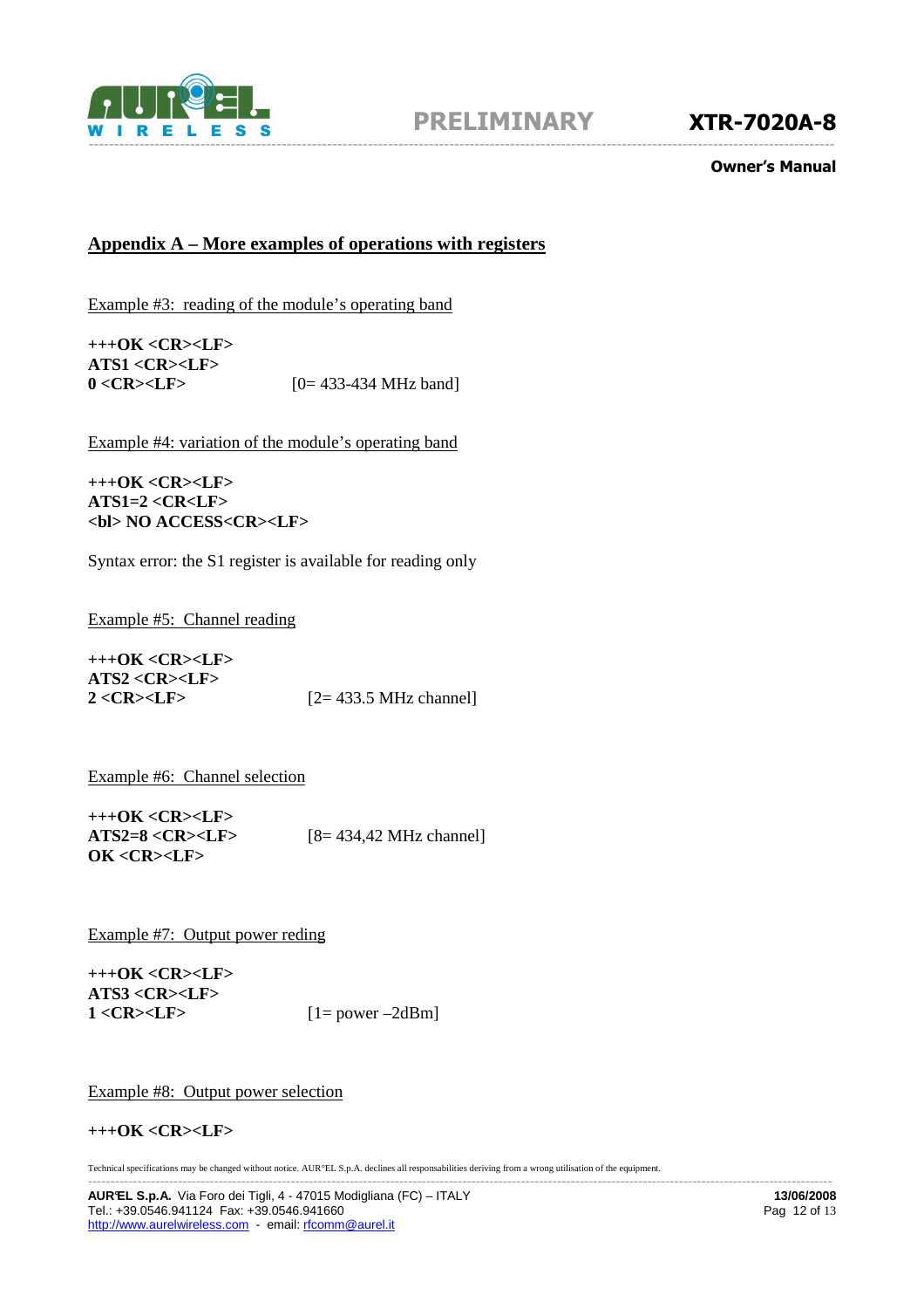## Appendix A – More examples of operations with registers

Example #3: reading of the module's operating band

**+++OK <CR><LF>**
**ATS1 <CR><LF>**
**0 <CR><LF>** [0= 433-434 MHz band]

Example #4: variation of the module's operating band

**+++OK <CR><LF>**
**ATS1=2 <CR<LF>**
**<bl> NO ACCESS<CR><LF>**

Syntax error: the S1 register is available for reading only

Example #5: Channel reading

**+++OK <CR><LF>**
**ATS2 <CR><LF>**
**2 <CR><LF>** [2= 433.5 MHz channel]

Example #6: Channel selection

**+++OK <CR><LF>**
**ATS2=8 <CR><LF>** [8= 434,42 MHz channel]
**OK <CR><LF>**

Example #7: Output power reding

**+++OK <CR><LF>**
**ATS3 <CR><LF>**
**1 <CR><LF>** [1= power –2dBm]

Example #8: Output power selection

**+++OK <CR><LF>**

Technical specifications may be changed without notice. AUR°EL S.p.A. declines all responsabilities deriving from a wrong utilisation of the equipment.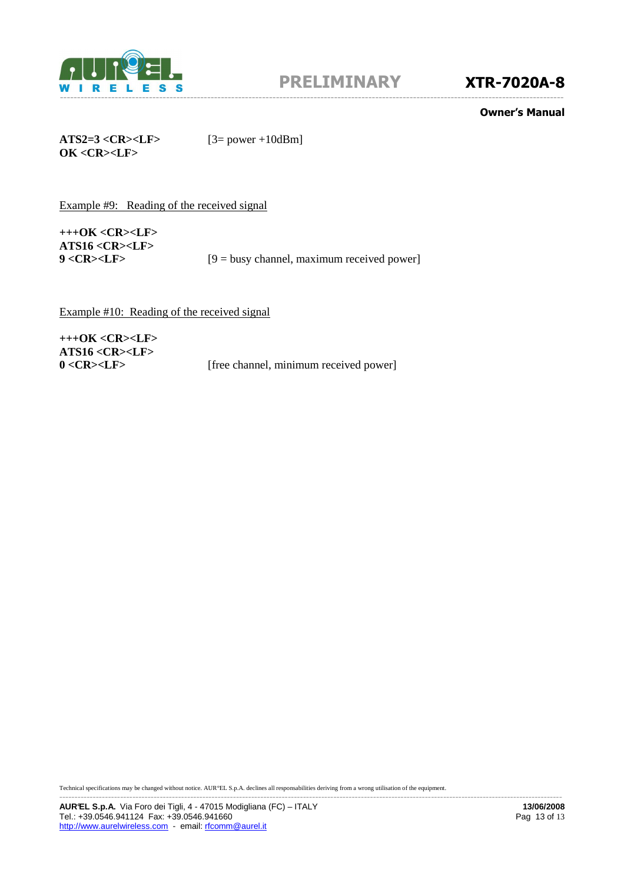**ATS2=3 <CR><LF>** [3= power +10dBm]
**OK <CR><LF>**

Example #9: Reading of the received signal

**+++OK <CR><LF>**
**ATS16 <CR><LF>**
**9 <CR><LF>** [9 = busy channel, maximum received power]

Example #10: Reading of the received signal

**+++OK <CR><LF>**
**ATS16 <CR><LF>**
**0 <CR><LF>** [free channel, minimum received power]

Technical specifications may be changed without notice. AUR°EL S.p.A. declines all responsabilities deriving from a wrong utilisation of the equipment.

**AUR°EL S.p.A.** Via Foro dei Tigli, 4 - 47015 Modigliana (FC) – ITALY
Tel.: +39.0546.941124 Fax: +39.0546.941660
http://www.aurelwireless.com - email: rfcomm@aurel.it

**13/06/2008**